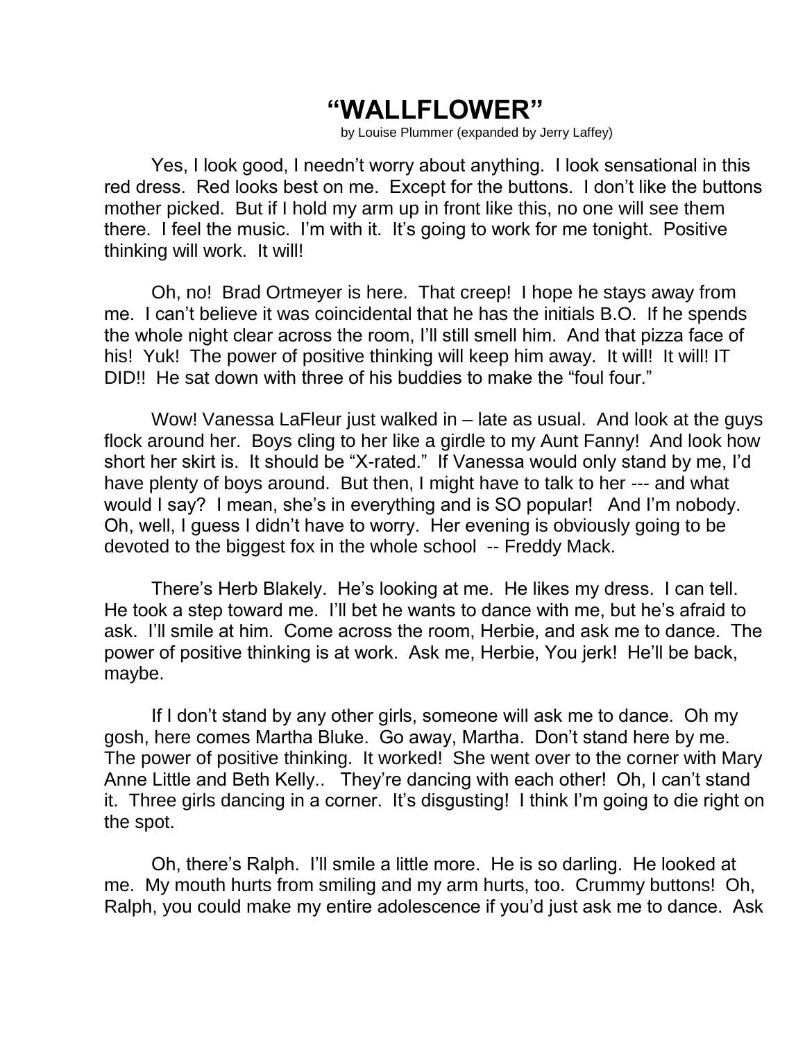# "WALLFLOWER"

by Louise Plummer (expanded by Jerry Laffey)

Yes, I look good, I needn't worry about anything. I look sensational in this red dress. Red looks best on me. Except for the buttons. I don't like the buttons mother picked. But if I hold my arm up in front like this, no one will see them there. I feel the music. I'm with it. It's going to work for me tonight. Positive thinking will work. It will!

Oh, no! Brad Ortmeyer is here. That creep! I hope he stays away from me. I can't believe it was coincidental that he has the initials B.O. If he spends the whole night clear across the room, I'll still smell him. And that pizza face of his! Yuk! The power of positive thinking will keep him away. It will! It will! IT DID!! He sat down with three of his buddies to make the "foul four."

Wow! Vanessa LaFleur just walked in – late as usual. And look at the guys flock around her. Boys cling to her like a girdle to my Aunt Fanny! And look how short her skirt is. It should be "X-rated." If Vanessa would only stand by me, I'd have plenty of boys around. But then, I might have to talk to her --- and what would I say? I mean, she's in everything and is SO popular! And I'm nobody. Oh, well, I guess I didn't have to worry. Her evening is obviously going to be devoted to the biggest fox in the whole school -- Freddy Mack.

There's Herb Blakely. He's looking at me. He likes my dress. I can tell. He took a step toward me. I'll bet he wants to dance with me, but he's afraid to ask. I'll smile at him. Come across the room, Herbie, and ask me to dance. The power of positive thinking is at work. Ask me, Herbie, You jerk! He'll be back, maybe.

If I don't stand by any other girls, someone will ask me to dance. Oh my gosh, here comes Martha Bluke. Go away, Martha. Don't stand here by me. The power of positive thinking. It worked! She went over to the corner with Mary Anne Little and Beth Kelly.. They're dancing with each other! Oh, I can't stand it. Three girls dancing in a corner. It's disgusting! I think I'm going to die right on the spot.

Oh, there's Ralph. I'll smile a little more. He is so darling. He looked at me. My mouth hurts from smiling and my arm hurts, too. Crummy buttons! Oh, Ralph, you could make my entire adolescence if you'd just ask me to dance. Ask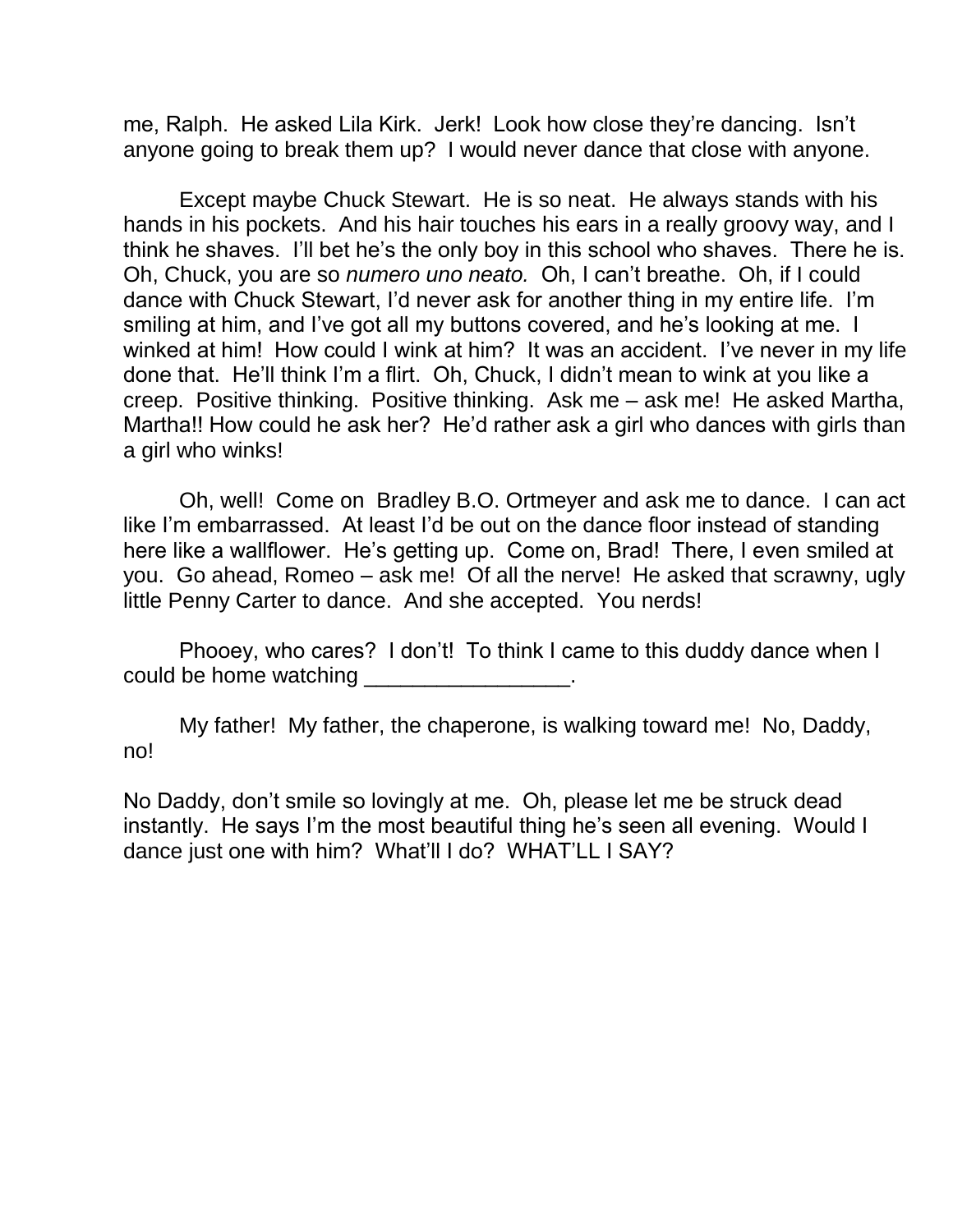me, Ralph. He asked Lila Kirk. Jerk! Look how close they're dancing. Isn't anyone going to break them up? I would never dance that close with anyone.

Except maybe Chuck Stewart. He is so neat. He always stands with his hands in his pockets. And his hair touches his ears in a really groovy way, and I think he shaves. I'll bet he's the only boy in this school who shaves. There he is. Oh, Chuck, you are so *numero uno neato.* Oh, I can't breathe. Oh, if I could dance with Chuck Stewart, I'd never ask for another thing in my entire life. I'm smiling at him, and I've got all my buttons covered, and he's looking at me. I winked at him! How could I wink at him? It was an accident. I've never in my life done that. He'll think I'm a flirt. Oh, Chuck, I didn't mean to wink at you like a creep. Positive thinking. Positive thinking. Ask me – ask me! He asked Martha, Martha!! How could he ask her? He'd rather ask a girl who dances with girls than a girl who winks!

Oh, well! Come on Bradley B.O. Ortmeyer and ask me to dance. I can act like I'm embarrassed. At least I'd be out on the dance floor instead of standing here like a wallflower. He's getting up. Come on, Brad! There, I even smiled at you. Go ahead, Romeo – ask me! Of all the nerve! He asked that scrawny, ugly little Penny Carter to dance. And she accepted. You nerds!

Phooey, who cares? I don't! To think I came to this duddy dance when I could be home watching _________________.

My father! My father, the chaperone, is walking toward me! No, Daddy, no!

No Daddy, don't smile so lovingly at me. Oh, please let me be struck dead instantly. He says I'm the most beautiful thing he's seen all evening. Would I dance just one with him? What'll I do? WHAT'LL I SAY?